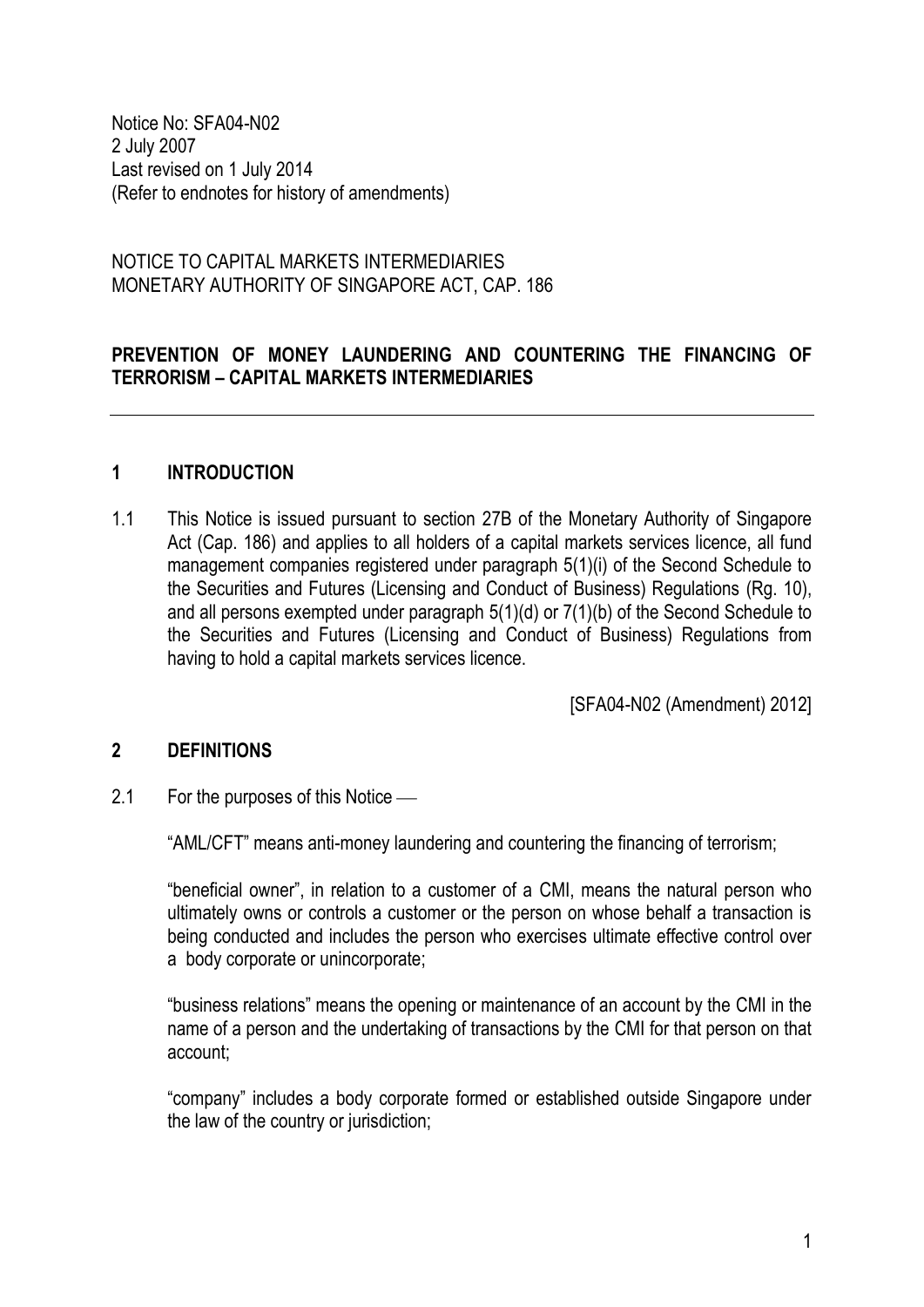Notice No: SFA04-N02
2 July 2007
Last revised on 1 July 2014
(Refer to endnotes for history of amendments)

NOTICE TO CAPITAL MARKETS INTERMEDIARIES
MONETARY AUTHORITY OF SINGAPORE ACT, CAP. 186

**PREVENTION OF MONEY LAUNDERING AND COUNTERING THE FINANCING OF TERRORISM – CAPITAL MARKETS INTERMEDIARIES**

---

## 1 INTRODUCTION

1.1 This Notice is issued pursuant to section 27B of the Monetary Authority of Singapore Act (Cap. 186) and applies to all holders of a capital markets services licence, all fund management companies registered under paragraph 5(1)(i) of the Second Schedule to the Securities and Futures (Licensing and Conduct of Business) Regulations (Rg. 10), and all persons exempted under paragraph 5(1)(d) or 7(1)(b) of the Second Schedule to the Securities and Futures (Licensing and Conduct of Business) Regulations from having to hold a capital markets services licence.

[SFA04-N02 (Amendment) 2012]

## 2 DEFINITIONS

2.1 For the purposes of this Notice —

"AML/CFT" means anti-money laundering and countering the financing of terrorism;

"beneficial owner", in relation to a customer of a CMI, means the natural person who ultimately owns or controls a customer or the person on whose behalf a transaction is being conducted and includes the person who exercises ultimate effective control over a body corporate or unincorporate;

"business relations" means the opening or maintenance of an account by the CMI in the name of a person and the undertaking of transactions by the CMI for that person on that account;

"company" includes a body corporate formed or established outside Singapore under the law of the country or jurisdiction;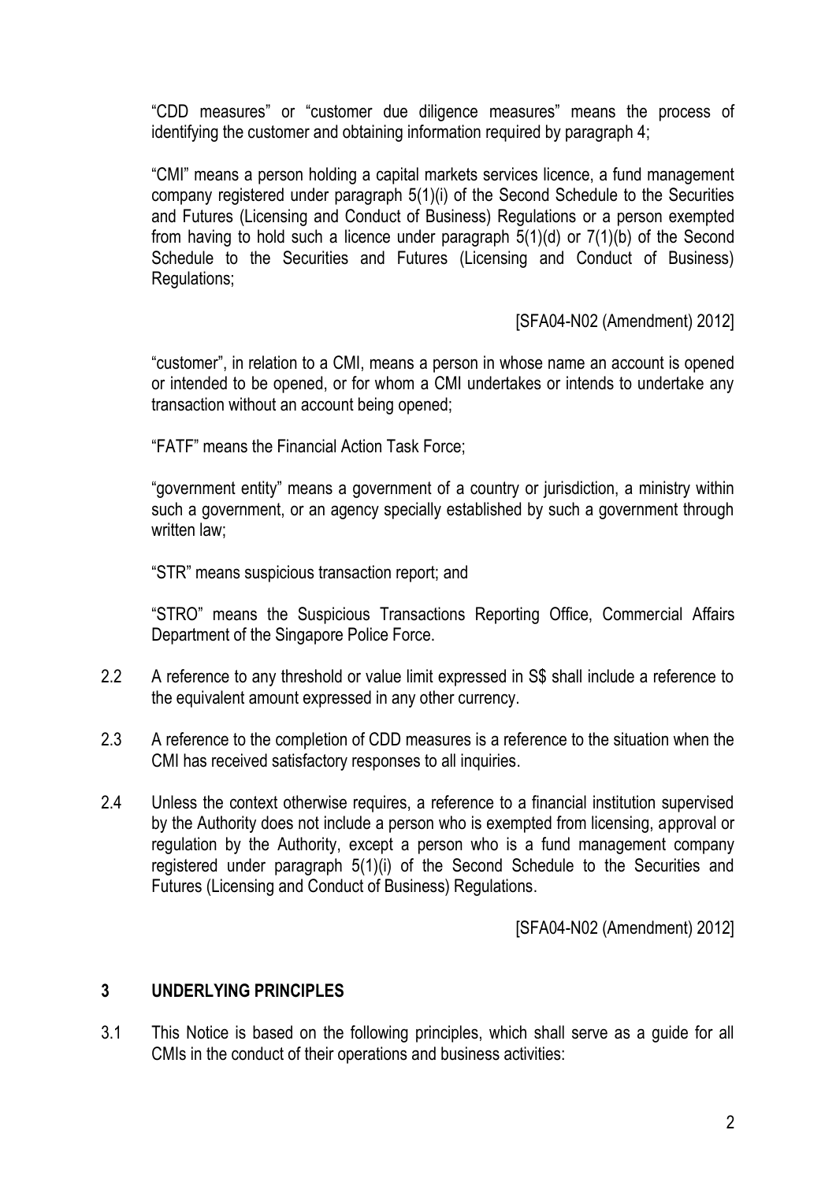"CDD measures" or "customer due diligence measures" means the process of identifying the customer and obtaining information required by paragraph 4;

"CMI" means a person holding a capital markets services licence, a fund management company registered under paragraph 5(1)(i) of the Second Schedule to the Securities and Futures (Licensing and Conduct of Business) Regulations or a person exempted from having to hold such a licence under paragraph 5(1)(d) or 7(1)(b) of the Second Schedule to the Securities and Futures (Licensing and Conduct of Business) Regulations;

[SFA04-N02 (Amendment) 2012]

"customer", in relation to a CMI, means a person in whose name an account is opened or intended to be opened, or for whom a CMI undertakes or intends to undertake any transaction without an account being opened;

"FATF" means the Financial Action Task Force;

"government entity" means a government of a country or jurisdiction, a ministry within such a government, or an agency specially established by such a government through written law;

"STR" means suspicious transaction report; and

"STRO" means the Suspicious Transactions Reporting Office, Commercial Affairs Department of the Singapore Police Force.

2.2 A reference to any threshold or value limit expressed in S$ shall include a reference to the equivalent amount expressed in any other currency.

2.3 A reference to the completion of CDD measures is a reference to the situation when the CMI has received satisfactory responses to all inquiries.

2.4 Unless the context otherwise requires, a reference to a financial institution supervised by the Authority does not include a person who is exempted from licensing, approval or regulation by the Authority, except a person who is a fund management company registered under paragraph 5(1)(i) of the Second Schedule to the Securities and Futures (Licensing and Conduct of Business) Regulations.

[SFA04-N02 (Amendment) 2012]

## 3 UNDERLYING PRINCIPLES

3.1 This Notice is based on the following principles, which shall serve as a guide for all CMIs in the conduct of their operations and business activities: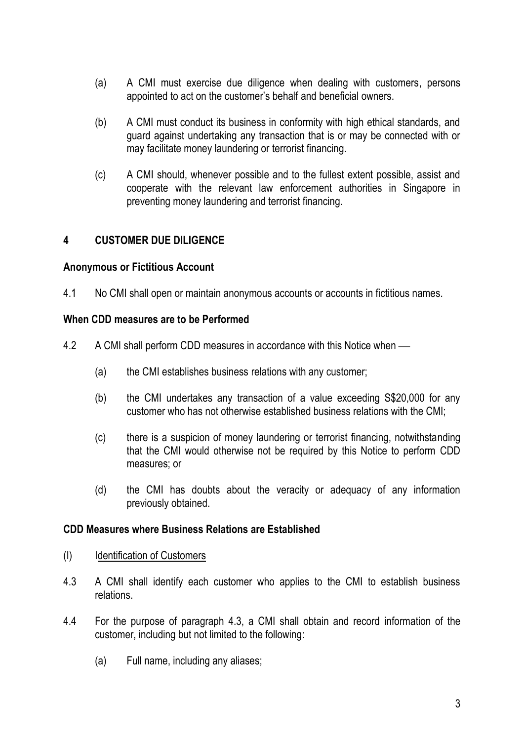(a) A CMI must exercise due diligence when dealing with customers, persons appointed to act on the customer's behalf and beneficial owners.

(b) A CMI must conduct its business in conformity with high ethical standards, and guard against undertaking any transaction that is or may be connected with or may facilitate money laundering or terrorist financing.

(c) A CMI should, whenever possible and to the fullest extent possible, assist and cooperate with the relevant law enforcement authorities in Singapore in preventing money laundering and terrorist financing.

## 4 CUSTOMER DUE DILIGENCE

### Anonymous or Fictitious Account

4.1 No CMI shall open or maintain anonymous accounts or accounts in fictitious names.

### When CDD measures are to be Performed

4.2 A CMI shall perform CDD measures in accordance with this Notice when —

(a) the CMI establishes business relations with any customer;

(b) the CMI undertakes any transaction of a value exceeding S$20,000 for any customer who has not otherwise established business relations with the CMI;

(c) there is a suspicion of money laundering or terrorist financing, notwithstanding that the CMI would otherwise not be required by this Notice to perform CDD measures; or

(d) the CMI has doubts about the veracity or adequacy of any information previously obtained.

### CDD Measures where Business Relations are Established

(I) Identification of Customers

4.3 A CMI shall identify each customer who applies to the CMI to establish business relations.

4.4 For the purpose of paragraph 4.3, a CMI shall obtain and record information of the customer, including but not limited to the following:

(a) Full name, including any aliases;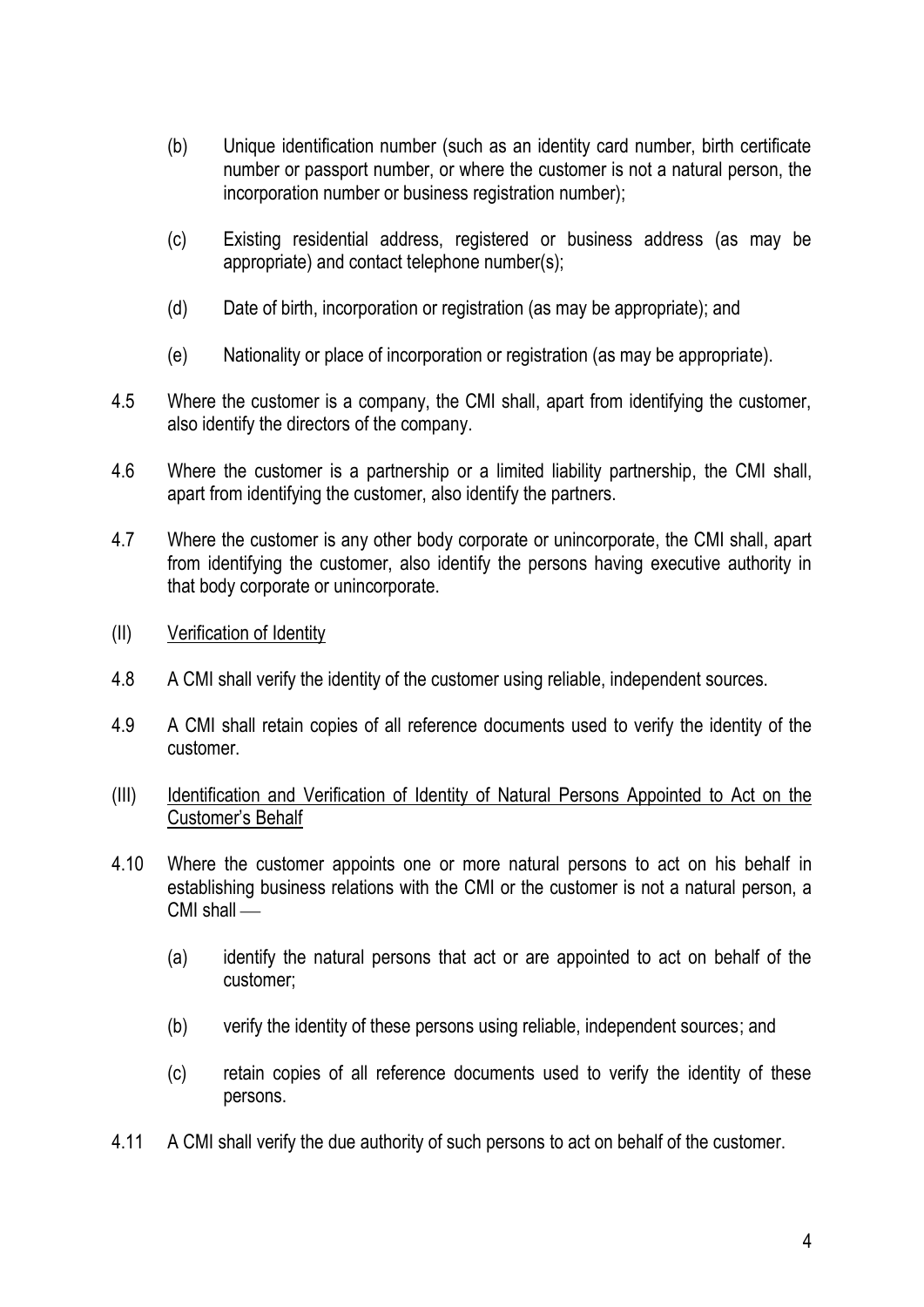(b) Unique identification number (such as an identity card number, birth certificate number or passport number, or where the customer is not a natural person, the incorporation number or business registration number);

(c) Existing residential address, registered or business address (as may be appropriate) and contact telephone number(s);

(d) Date of birth, incorporation or registration (as may be appropriate); and

(e) Nationality or place of incorporation or registration (as may be appropriate).

4.5 Where the customer is a company, the CMI shall, apart from identifying the customer, also identify the directors of the company.

4.6 Where the customer is a partnership or a limited liability partnership, the CMI shall, apart from identifying the customer, also identify the partners.

4.7 Where the customer is any other body corporate or unincorporate, the CMI shall, apart from identifying the customer, also identify the persons having executive authority in that body corporate or unincorporate.

(II) <u>Verification of Identity</u>

4.8 A CMI shall verify the identity of the customer using reliable, independent sources.

4.9 A CMI shall retain copies of all reference documents used to verify the identity of the customer.

(III) <u>Identification and Verification of Identity of Natural Persons Appointed to Act on the Customer's Behalf</u>

4.10 Where the customer appoints one or more natural persons to act on his behalf in establishing business relations with the CMI or the customer is not a natural person, a CMI shall —

(a) identify the natural persons that act or are appointed to act on behalf of the customer;

(b) verify the identity of these persons using reliable, independent sources; and

(c) retain copies of all reference documents used to verify the identity of these persons.

4.11 A CMI shall verify the due authority of such persons to act on behalf of the customer.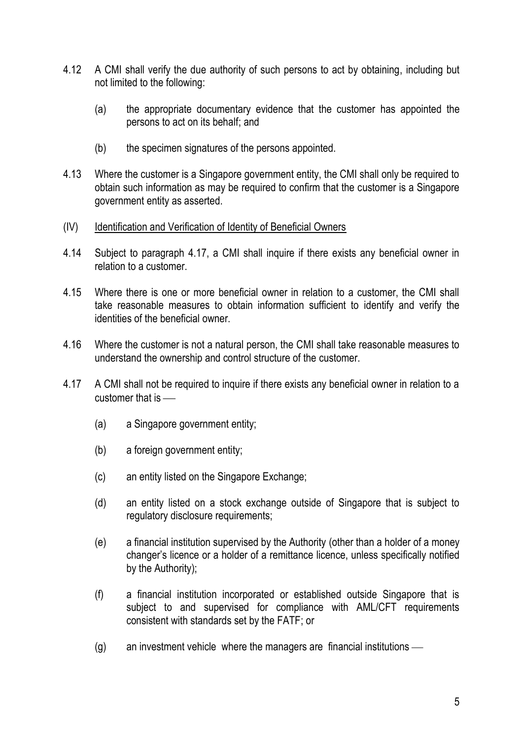4.12 A CMI shall verify the due authority of such persons to act by obtaining, including but not limited to the following:

(a) the appropriate documentary evidence that the customer has appointed the persons to act on its behalf; and

(b) the specimen signatures of the persons appointed.

4.13 Where the customer is a Singapore government entity, the CMI shall only be required to obtain such information as may be required to confirm that the customer is a Singapore government entity as asserted.

(IV) Identification and Verification of Identity of Beneficial Owners

4.14 Subject to paragraph 4.17, a CMI shall inquire if there exists any beneficial owner in relation to a customer.

4.15 Where there is one or more beneficial owner in relation to a customer, the CMI shall take reasonable measures to obtain information sufficient to identify and verify the identities of the beneficial owner.

4.16 Where the customer is not a natural person, the CMI shall take reasonable measures to understand the ownership and control structure of the customer.

4.17 A CMI shall not be required to inquire if there exists any beneficial owner in relation to a customer that is ⎯

(a) a Singapore government entity;

(b) a foreign government entity;

(c) an entity listed on the Singapore Exchange;

(d) an entity listed on a stock exchange outside of Singapore that is subject to regulatory disclosure requirements;

(e) a financial institution supervised by the Authority (other than a holder of a money changer's licence or a holder of a remittance licence, unless specifically notified by the Authority);

(f) a financial institution incorporated or established outside Singapore that is subject to and supervised for compliance with AML/CFT requirements consistent with standards set by the FATF; or

(g) an investment vehicle where the managers are financial institutions ⎯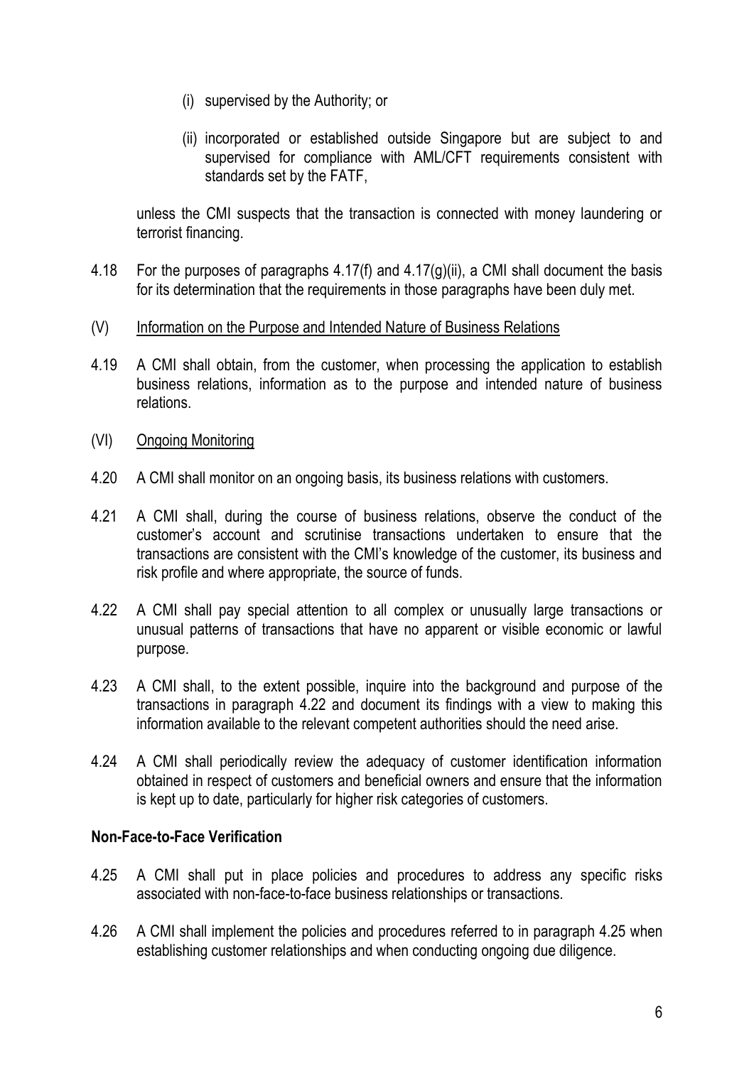(i) supervised by the Authority; or

(ii) incorporated or established outside Singapore but are subject to and supervised for compliance with AML/CFT requirements consistent with standards set by the FATF,

unless the CMI suspects that the transaction is connected with money laundering or terrorist financing.

4.18 For the purposes of paragraphs 4.17(f) and 4.17(g)(ii), a CMI shall document the basis for its determination that the requirements in those paragraphs have been duly met.

(V) Information on the Purpose and Intended Nature of Business Relations

4.19 A CMI shall obtain, from the customer, when processing the application to establish business relations, information as to the purpose and intended nature of business relations.

(VI) Ongoing Monitoring

4.20 A CMI shall monitor on an ongoing basis, its business relations with customers.

4.21 A CMI shall, during the course of business relations, observe the conduct of the customer's account and scrutinise transactions undertaken to ensure that the transactions are consistent with the CMI's knowledge of the customer, its business and risk profile and where appropriate, the source of funds.

4.22 A CMI shall pay special attention to all complex or unusually large transactions or unusual patterns of transactions that have no apparent or visible economic or lawful purpose.

4.23 A CMI shall, to the extent possible, inquire into the background and purpose of the transactions in paragraph 4.22 and document its findings with a view to making this information available to the relevant competent authorities should the need arise.

4.24 A CMI shall periodically review the adequacy of customer identification information obtained in respect of customers and beneficial owners and ensure that the information is kept up to date, particularly for higher risk categories of customers.

**Non-Face-to-Face Verification**

4.25 A CMI shall put in place policies and procedures to address any specific risks associated with non-face-to-face business relationships or transactions.

4.26 A CMI shall implement the policies and procedures referred to in paragraph 4.25 when establishing customer relationships and when conducting ongoing due diligence.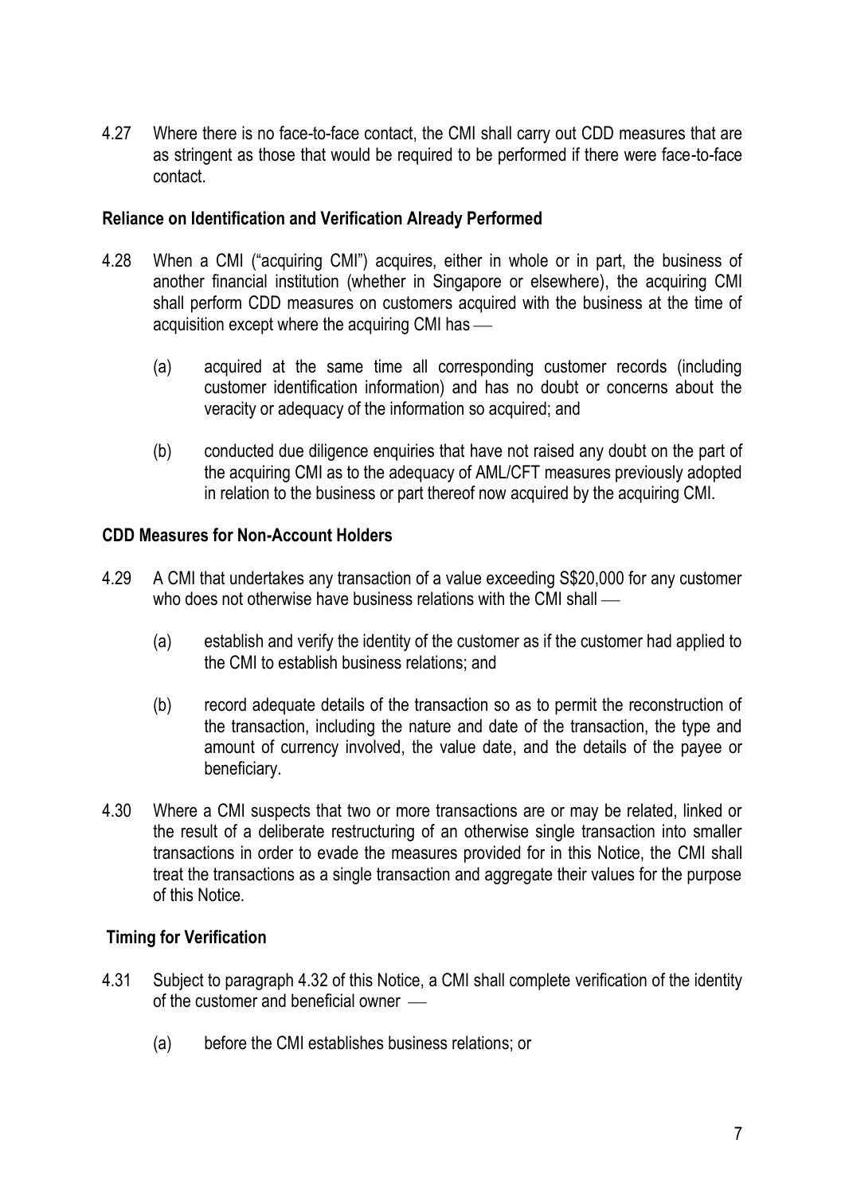4.27 Where there is no face-to-face contact, the CMI shall carry out CDD measures that are as stringent as those that would be required to be performed if there were face-to-face contact.

**Reliance on Identification and Verification Already Performed**

4.28 When a CMI ("acquiring CMI") acquires, either in whole or in part, the business of another financial institution (whether in Singapore or elsewhere), the acquiring CMI shall perform CDD measures on customers acquired with the business at the time of acquisition except where the acquiring CMI has —

(a) acquired at the same time all corresponding customer records (including customer identification information) and has no doubt or concerns about the veracity or adequacy of the information so acquired; and

(b) conducted due diligence enquiries that have not raised any doubt on the part of the acquiring CMI as to the adequacy of AML/CFT measures previously adopted in relation to the business or part thereof now acquired by the acquiring CMI.

**CDD Measures for Non-Account Holders**

4.29 A CMI that undertakes any transaction of a value exceeding S$20,000 for any customer who does not otherwise have business relations with the CMI shall —

(a) establish and verify the identity of the customer as if the customer had applied to the CMI to establish business relations; and

(b) record adequate details of the transaction so as to permit the reconstruction of the transaction, including the nature and date of the transaction, the type and amount of currency involved, the value date, and the details of the payee or beneficiary.

4.30 Where a CMI suspects that two or more transactions are or may be related, linked or the result of a deliberate restructuring of an otherwise single transaction into smaller transactions in order to evade the measures provided for in this Notice, the CMI shall treat the transactions as a single transaction and aggregate their values for the purpose of this Notice.

**Timing for Verification**

4.31 Subject to paragraph 4.32 of this Notice, a CMI shall complete verification of the identity of the customer and beneficial owner —

(a) before the CMI establishes business relations; or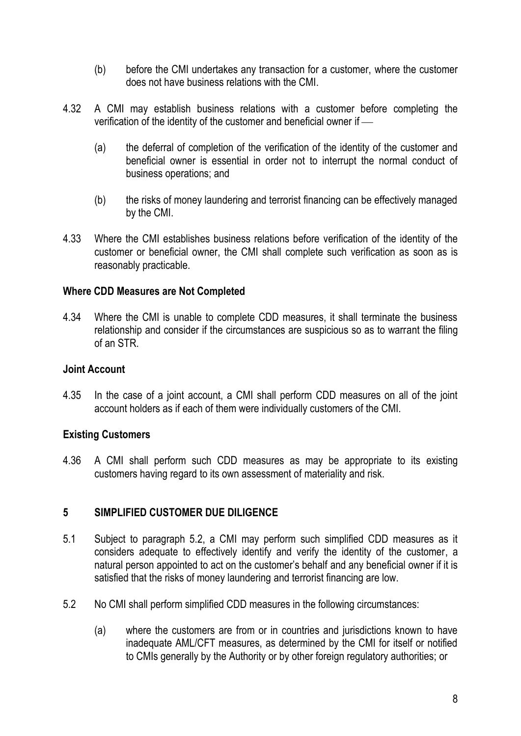(b) before the CMI undertakes any transaction for a customer, where the customer does not have business relations with the CMI.

4.32 A CMI may establish business relations with a customer before completing the verification of the identity of the customer and beneficial owner if —

(a) the deferral of completion of the verification of the identity of the customer and beneficial owner is essential in order not to interrupt the normal conduct of business operations; and

(b) the risks of money laundering and terrorist financing can be effectively managed by the CMI.

4.33 Where the CMI establishes business relations before verification of the identity of the customer or beneficial owner, the CMI shall complete such verification as soon as is reasonably practicable.

**Where CDD Measures are Not Completed**

4.34 Where the CMI is unable to complete CDD measures, it shall terminate the business relationship and consider if the circumstances are suspicious so as to warrant the filing of an STR.

**Joint Account**

4.35 In the case of a joint account, a CMI shall perform CDD measures on all of the joint account holders as if each of them were individually customers of the CMI.

**Existing Customers**

4.36 A CMI shall perform such CDD measures as may be appropriate to its existing customers having regard to its own assessment of materiality and risk.

## 5 SIMPLIFIED CUSTOMER DUE DILIGENCE

5.1 Subject to paragraph 5.2, a CMI may perform such simplified CDD measures as it considers adequate to effectively identify and verify the identity of the customer, a natural person appointed to act on the customer's behalf and any beneficial owner if it is satisfied that the risks of money laundering and terrorist financing are low.

5.2 No CMI shall perform simplified CDD measures in the following circumstances:

(a) where the customers are from or in countries and jurisdictions known to have inadequate AML/CFT measures, as determined by the CMI for itself or notified to CMIs generally by the Authority or by other foreign regulatory authorities; or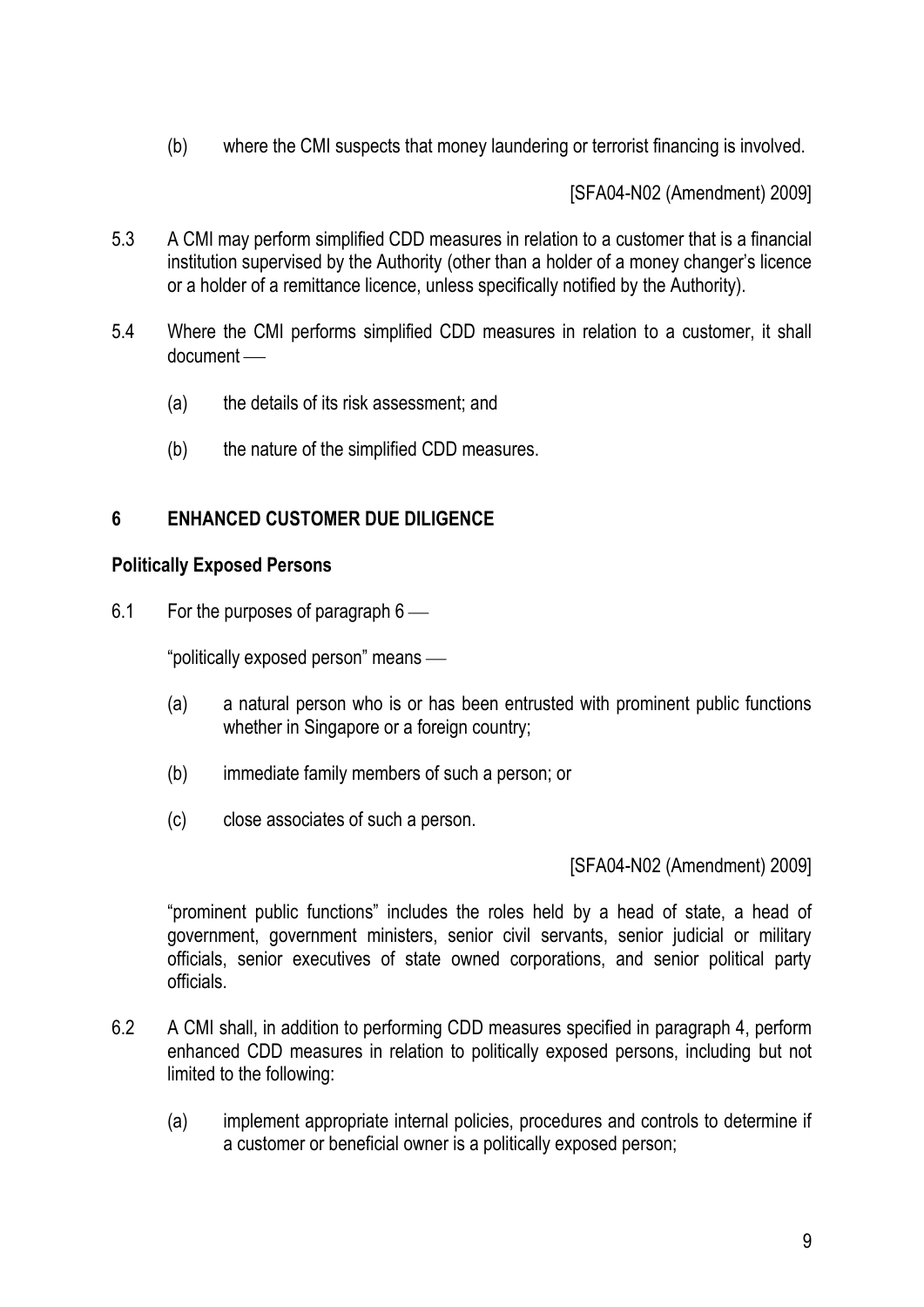(b) where the CMI suspects that money laundering or terrorist financing is involved.

[SFA04-N02 (Amendment) 2009]

5.3 A CMI may perform simplified CDD measures in relation to a customer that is a financial institution supervised by the Authority (other than a holder of a money changer's licence or a holder of a remittance licence, unless specifically notified by the Authority).

5.4 Where the CMI performs simplified CDD measures in relation to a customer, it shall document —

(a) the details of its risk assessment; and

(b) the nature of the simplified CDD measures.

## 6 ENHANCED CUSTOMER DUE DILIGENCE

### Politically Exposed Persons

6.1 For the purposes of paragraph 6 —

"politically exposed person" means —

(a) a natural person who is or has been entrusted with prominent public functions whether in Singapore or a foreign country;

(b) immediate family members of such a person; or

(c) close associates of such a person.

[SFA04-N02 (Amendment) 2009]

"prominent public functions" includes the roles held by a head of state, a head of government, government ministers, senior civil servants, senior judicial or military officials, senior executives of state owned corporations, and senior political party officials.

6.2 A CMI shall, in addition to performing CDD measures specified in paragraph 4, perform enhanced CDD measures in relation to politically exposed persons, including but not limited to the following:

(a) implement appropriate internal policies, procedures and controls to determine if a customer or beneficial owner is a politically exposed person;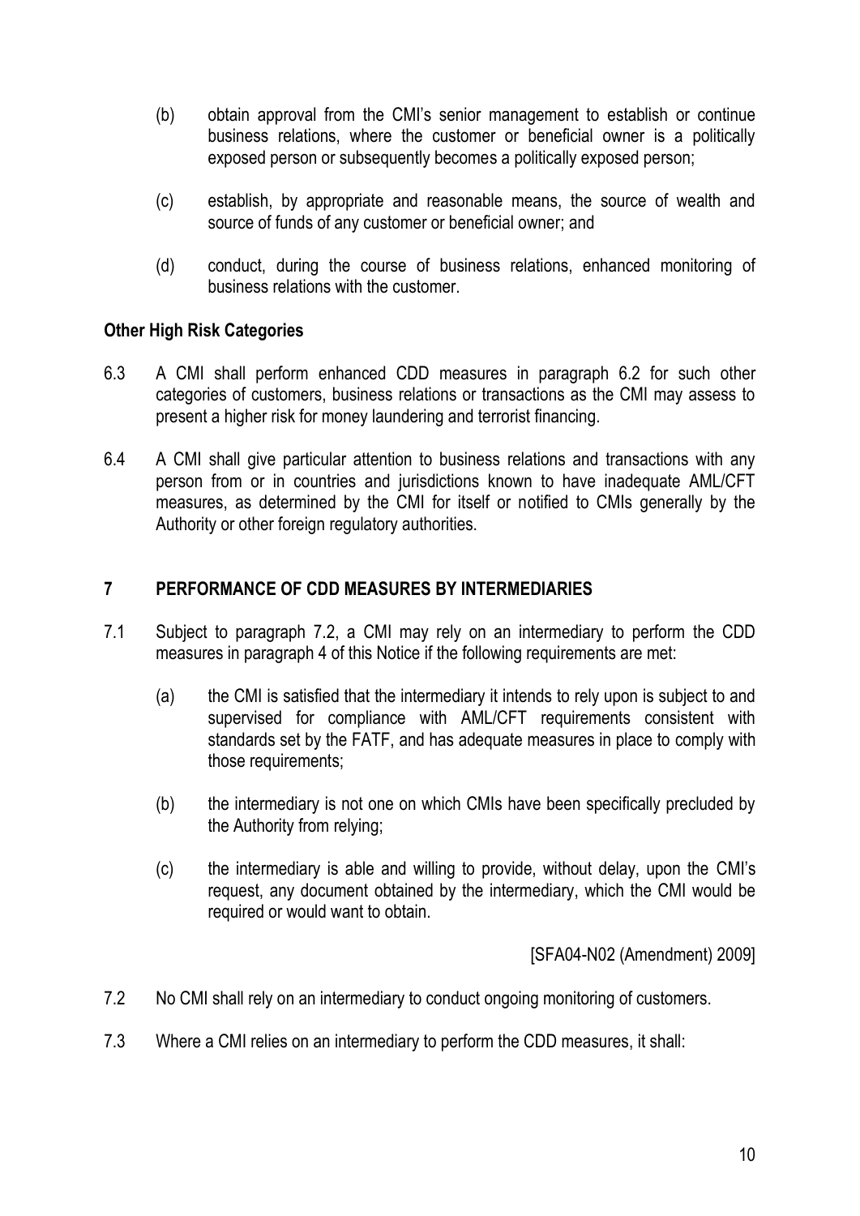(b) obtain approval from the CMI's senior management to establish or continue business relations, where the customer or beneficial owner is a politically exposed person or subsequently becomes a politically exposed person;

(c) establish, by appropriate and reasonable means, the source of wealth and source of funds of any customer or beneficial owner; and

(d) conduct, during the course of business relations, enhanced monitoring of business relations with the customer.

**Other High Risk Categories**

6.3 A CMI shall perform enhanced CDD measures in paragraph 6.2 for such other categories of customers, business relations or transactions as the CMI may assess to present a higher risk for money laundering and terrorist financing.

6.4 A CMI shall give particular attention to business relations and transactions with any person from or in countries and jurisdictions known to have inadequate AML/CFT measures, as determined by the CMI for itself or notified to CMIs generally by the Authority or other foreign regulatory authorities.

## 7 PERFORMANCE OF CDD MEASURES BY INTERMEDIARIES

7.1 Subject to paragraph 7.2, a CMI may rely on an intermediary to perform the CDD measures in paragraph 4 of this Notice if the following requirements are met:

(a) the CMI is satisfied that the intermediary it intends to rely upon is subject to and supervised for compliance with AML/CFT requirements consistent with standards set by the FATF, and has adequate measures in place to comply with those requirements;

(b) the intermediary is not one on which CMIs have been specifically precluded by the Authority from relying;

(c) the intermediary is able and willing to provide, without delay, upon the CMI's request, any document obtained by the intermediary, which the CMI would be required or would want to obtain.

[SFA04-N02 (Amendment) 2009]

7.2 No CMI shall rely on an intermediary to conduct ongoing monitoring of customers.

7.3 Where a CMI relies on an intermediary to perform the CDD measures, it shall: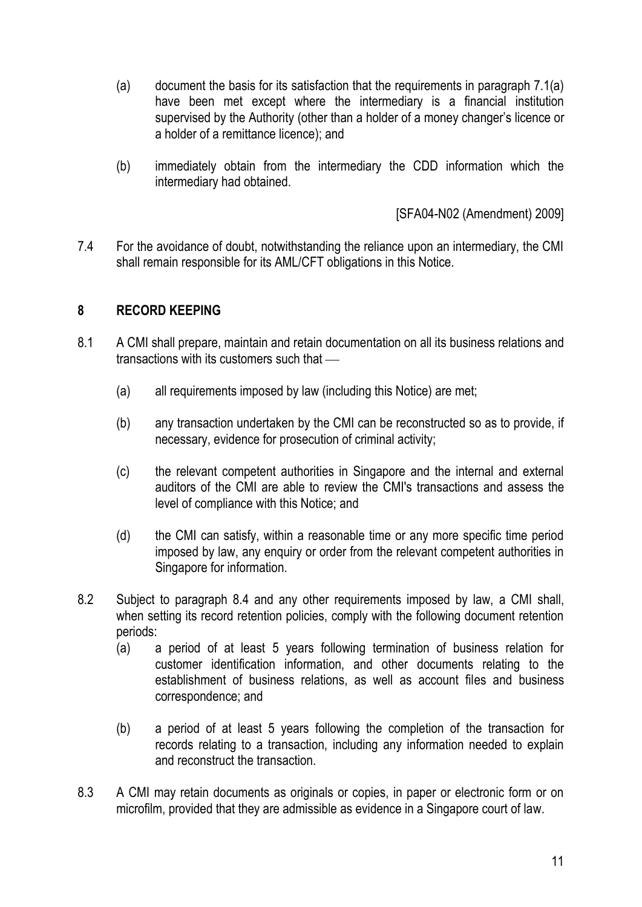(a) document the basis for its satisfaction that the requirements in paragraph 7.1(a) have been met except where the intermediary is a financial institution supervised by the Authority (other than a holder of a money changer's licence or a holder of a remittance licence); and

(b) immediately obtain from the intermediary the CDD information which the intermediary had obtained.

[SFA04-N02 (Amendment) 2009]

7.4 For the avoidance of doubt, notwithstanding the reliance upon an intermediary, the CMI shall remain responsible for its AML/CFT obligations in this Notice.

## 8 RECORD KEEPING

8.1 A CMI shall prepare, maintain and retain documentation on all its business relations and transactions with its customers such that —

(a) all requirements imposed by law (including this Notice) are met;

(b) any transaction undertaken by the CMI can be reconstructed so as to provide, if necessary, evidence for prosecution of criminal activity;

(c) the relevant competent authorities in Singapore and the internal and external auditors of the CMI are able to review the CMI's transactions and assess the level of compliance with this Notice; and

(d) the CMI can satisfy, within a reasonable time or any more specific time period imposed by law, any enquiry or order from the relevant competent authorities in Singapore for information.

8.2 Subject to paragraph 8.4 and any other requirements imposed by law, a CMI shall, when setting its record retention policies, comply with the following document retention periods:

(a) a period of at least 5 years following termination of business relation for customer identification information, and other documents relating to the establishment of business relations, as well as account files and business correspondence; and

(b) a period of at least 5 years following the completion of the transaction for records relating to a transaction, including any information needed to explain and reconstruct the transaction.

8.3 A CMI may retain documents as originals or copies, in paper or electronic form or on microfilm, provided that they are admissible as evidence in a Singapore court of law.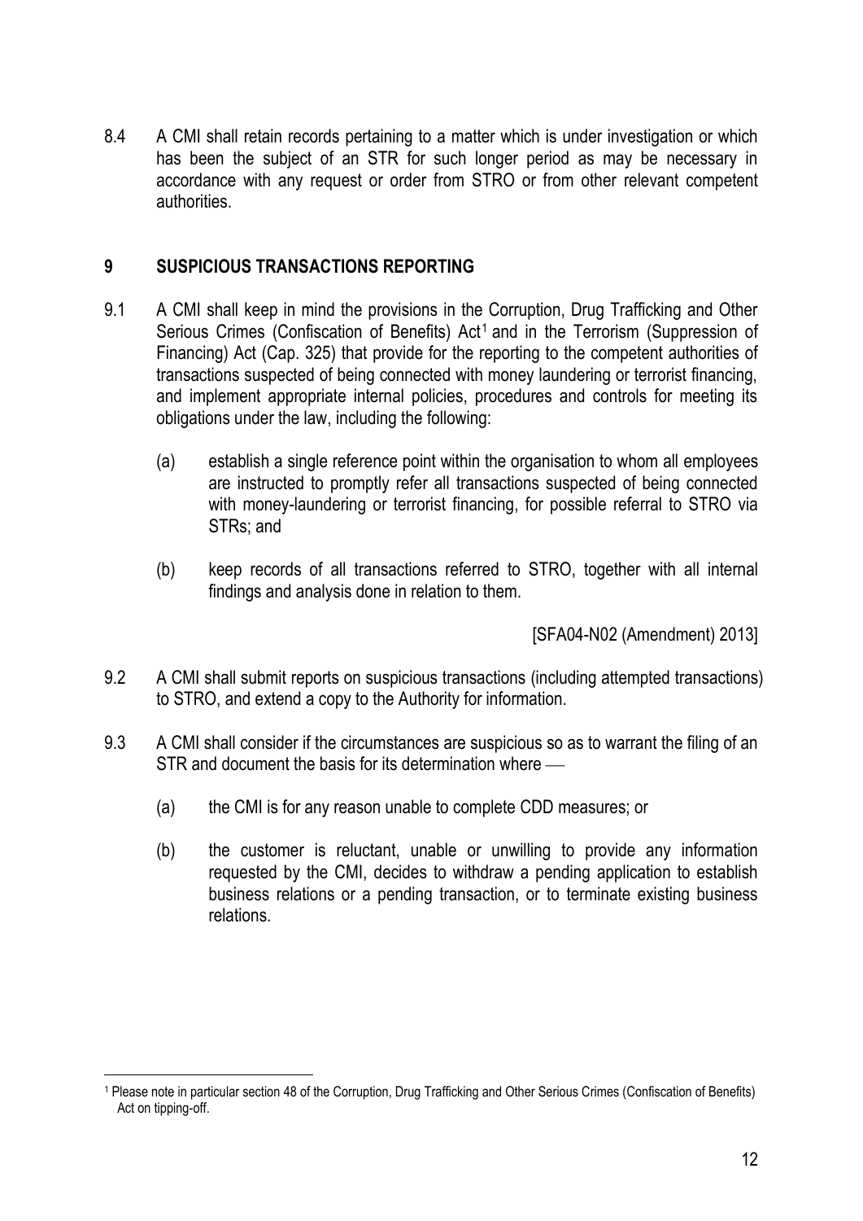8.4 A CMI shall retain records pertaining to a matter which is under investigation or which has been the subject of an STR for such longer period as may be necessary in accordance with any request or order from STRO or from other relevant competent authorities.

## 9 SUSPICIOUS TRANSACTIONS REPORTING

9.1 A CMI shall keep in mind the provisions in the Corruption, Drug Trafficking and Other Serious Crimes (Confiscation of Benefits) Act[1] and in the Terrorism (Suppression of Financing) Act (Cap. 325) that provide for the reporting to the competent authorities of transactions suspected of being connected with money laundering or terrorist financing, and implement appropriate internal policies, procedures and controls for meeting its obligations under the law, including the following:

   (a) establish a single reference point within the organisation to whom all employees are instructed to promptly refer all transactions suspected of being connected with money-laundering or terrorist financing, for possible referral to STRO via STRs; and

   (b) keep records of all transactions referred to STRO, together with all internal findings and analysis done in relation to them.

[SFA04-N02 (Amendment) 2013]

9.2 A CMI shall submit reports on suspicious transactions (including attempted transactions) to STRO, and extend a copy to the Authority for information.

9.3 A CMI shall consider if the circumstances are suspicious so as to warrant the filing of an STR and document the basis for its determination where —

   (a) the CMI is for any reason unable to complete CDD measures; or

   (b) the customer is reluctant, unable or unwilling to provide any information requested by the CMI, decides to withdraw a pending application to establish business relations or a pending transaction, or to terminate existing business relations.

---

[1] Please note in particular section 48 of the Corruption, Drug Trafficking and Other Serious Crimes (Confiscation of Benefits) Act on tipping-off.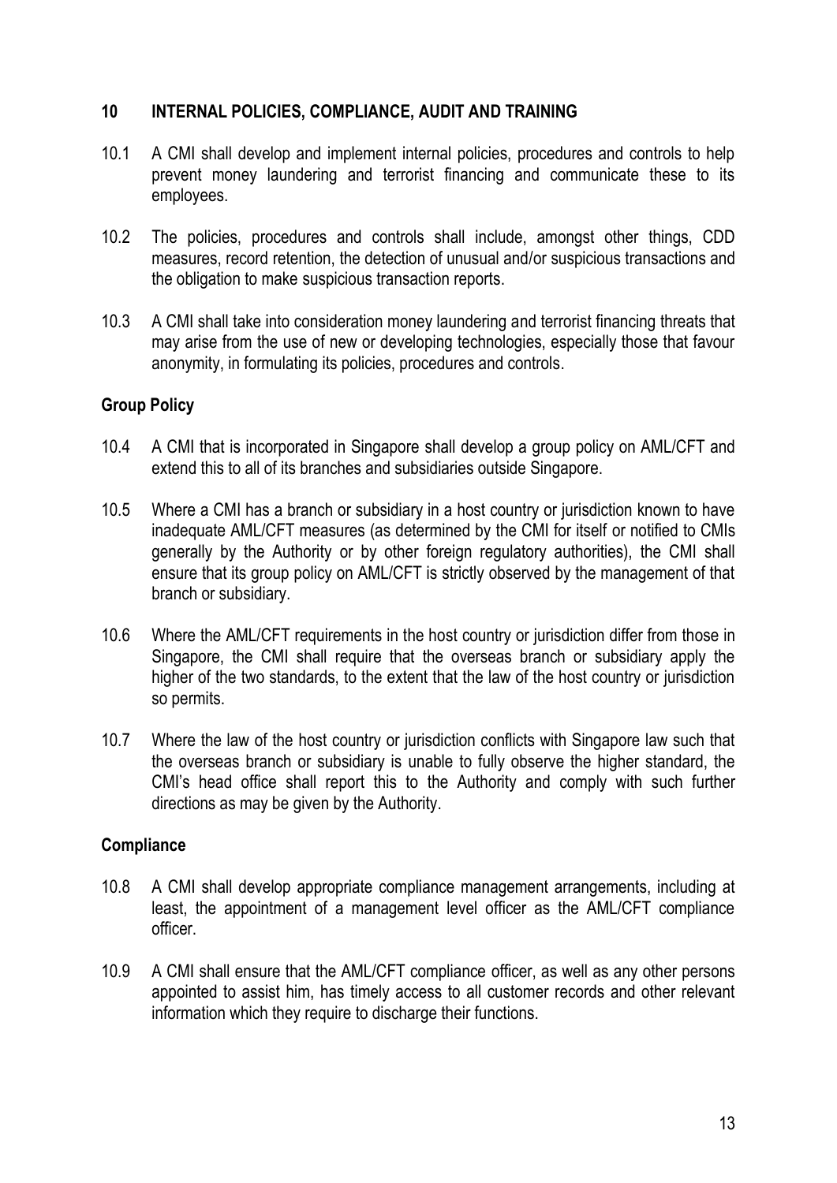## 10 INTERNAL POLICIES, COMPLIANCE, AUDIT AND TRAINING

10.1 A CMI shall develop and implement internal policies, procedures and controls to help prevent money laundering and terrorist financing and communicate these to its employees.

10.2 The policies, procedures and controls shall include, amongst other things, CDD measures, record retention, the detection of unusual and/or suspicious transactions and the obligation to make suspicious transaction reports.

10.3 A CMI shall take into consideration money laundering and terrorist financing threats that may arise from the use of new or developing technologies, especially those that favour anonymity, in formulating its policies, procedures and controls.

### Group Policy

10.4 A CMI that is incorporated in Singapore shall develop a group policy on AML/CFT and extend this to all of its branches and subsidiaries outside Singapore.

10.5 Where a CMI has a branch or subsidiary in a host country or jurisdiction known to have inadequate AML/CFT measures (as determined by the CMI for itself or notified to CMIs generally by the Authority or by other foreign regulatory authorities), the CMI shall ensure that its group policy on AML/CFT is strictly observed by the management of that branch or subsidiary.

10.6 Where the AML/CFT requirements in the host country or jurisdiction differ from those in Singapore, the CMI shall require that the overseas branch or subsidiary apply the higher of the two standards, to the extent that the law of the host country or jurisdiction so permits.

10.7 Where the law of the host country or jurisdiction conflicts with Singapore law such that the overseas branch or subsidiary is unable to fully observe the higher standard, the CMI's head office shall report this to the Authority and comply with such further directions as may be given by the Authority.

### Compliance

10.8 A CMI shall develop appropriate compliance management arrangements, including at least, the appointment of a management level officer as the AML/CFT compliance officer.

10.9 A CMI shall ensure that the AML/CFT compliance officer, as well as any other persons appointed to assist him, has timely access to all customer records and other relevant information which they require to discharge their functions.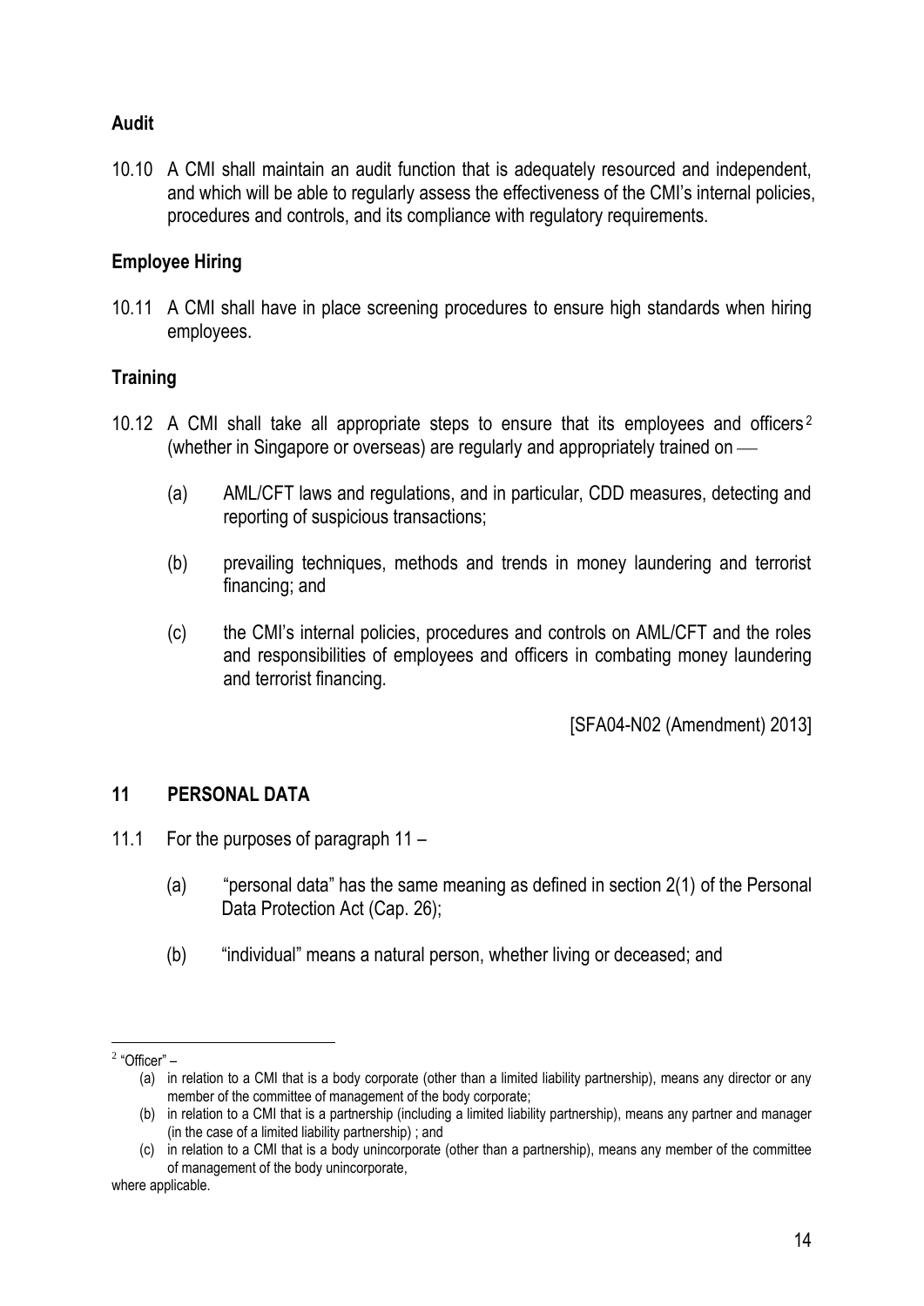**Audit**

10.10 A CMI shall maintain an audit function that is adequately resourced and independent, and which will be able to regularly assess the effectiveness of the CMI's internal policies, procedures and controls, and its compliance with regulatory requirements.

**Employee Hiring**

10.11 A CMI shall have in place screening procedures to ensure high standards when hiring employees.

**Training**

10.12 A CMI shall take all appropriate steps to ensure that its employees and officers[2] (whether in Singapore or overseas) are regularly and appropriately trained on —

(a) AML/CFT laws and regulations, and in particular, CDD measures, detecting and reporting of suspicious transactions;

(b) prevailing techniques, methods and trends in money laundering and terrorist financing; and

(c) the CMI's internal policies, procedures and controls on AML/CFT and the roles and responsibilities of employees and officers in combating money laundering and terrorist financing.

[SFA04-N02 (Amendment) 2013]

## 11 PERSONAL DATA

11.1 For the purposes of paragraph 11 –

(a) "personal data" has the same meaning as defined in section 2(1) of the Personal Data Protection Act (Cap. 26);

(b) "individual" means a natural person, whether living or deceased; and

---

[2] "Officer" –

(a) in relation to a CMI that is a body corporate (other than a limited liability partnership), means any director or any member of the committee of management of the body corporate;

(b) in relation to a CMI that is a partnership (including a limited liability partnership), means any partner and manager (in the case of a limited liability partnership) ; and

(c) in relation to a CMI that is a body unincorporate (other than a partnership), means any member of the committee of management of the body unincorporate,

where applicable.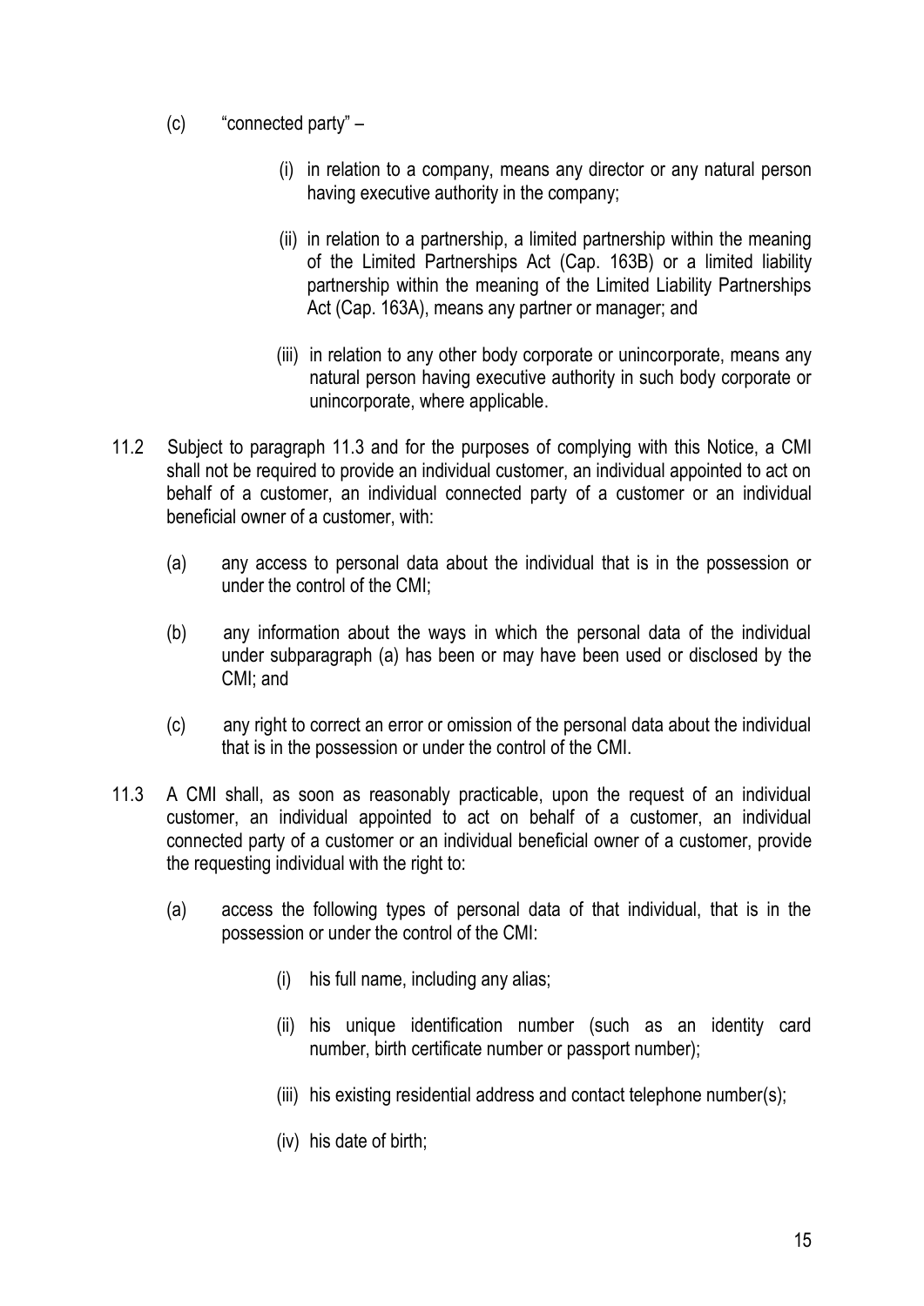(c) "connected party" –

   (i) in relation to a company, means any director or any natural person having executive authority in the company;

   (ii) in relation to a partnership, a limited partnership within the meaning of the Limited Partnerships Act (Cap. 163B) or a limited liability partnership within the meaning of the Limited Liability Partnerships Act (Cap. 163A), means any partner or manager; and

   (iii) in relation to any other body corporate or unincorporate, means any natural person having executive authority in such body corporate or unincorporate, where applicable.

11.2 Subject to paragraph 11.3 and for the purposes of complying with this Notice, a CMI shall not be required to provide an individual customer, an individual appointed to act on behalf of a customer, an individual connected party of a customer or an individual beneficial owner of a customer, with:

   (a) any access to personal data about the individual that is in the possession or under the control of the CMI;

   (b) any information about the ways in which the personal data of the individual under subparagraph (a) has been or may have been used or disclosed by the CMI; and

   (c) any right to correct an error or omission of the personal data about the individual that is in the possession or under the control of the CMI.

11.3 A CMI shall, as soon as reasonably practicable, upon the request of an individual customer, an individual appointed to act on behalf of a customer, an individual connected party of a customer or an individual beneficial owner of a customer, provide the requesting individual with the right to:

   (a) access the following types of personal data of that individual, that is in the possession or under the control of the CMI:

      (i) his full name, including any alias;

      (ii) his unique identification number (such as an identity card number, birth certificate number or passport number);

      (iii) his existing residential address and contact telephone number(s);

      (iv) his date of birth;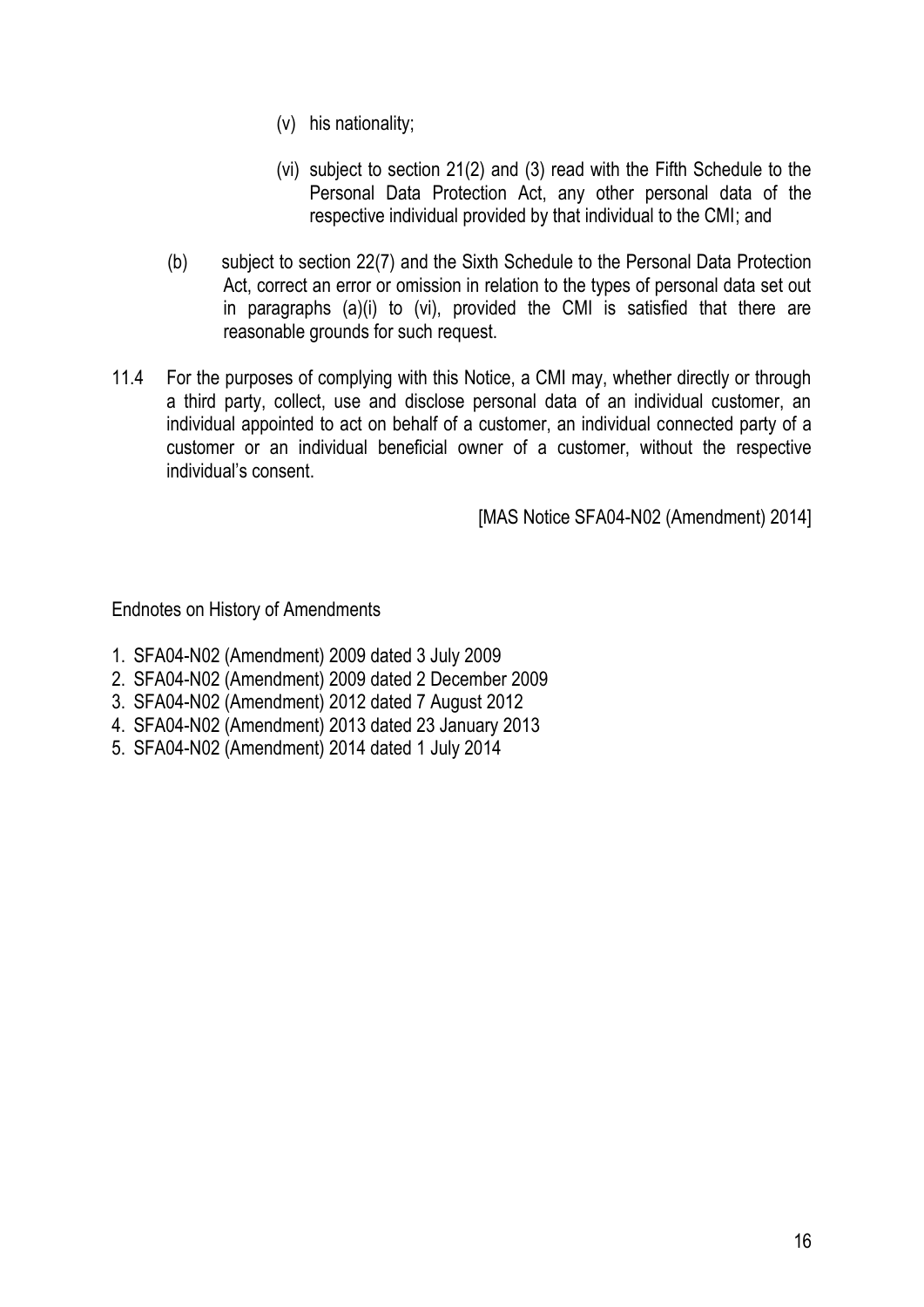(v) his nationality;

(vi) subject to section 21(2) and (3) read with the Fifth Schedule to the Personal Data Protection Act, any other personal data of the respective individual provided by that individual to the CMI; and

(b) subject to section 22(7) and the Sixth Schedule to the Personal Data Protection Act, correct an error or omission in relation to the types of personal data set out in paragraphs (a)(i) to (vi), provided the CMI is satisfied that there are reasonable grounds for such request.

11.4 For the purposes of complying with this Notice, a CMI may, whether directly or through a third party, collect, use and disclose personal data of an individual customer, an individual appointed to act on behalf of a customer, an individual connected party of a customer or an individual beneficial owner of a customer, without the respective individual's consent.

[MAS Notice SFA04-N02 (Amendment) 2014]

Endnotes on History of Amendments

1. SFA04-N02 (Amendment) 2009 dated 3 July 2009
2. SFA04-N02 (Amendment) 2009 dated 2 December 2009
3. SFA04-N02 (Amendment) 2012 dated 7 August 2012
4. SFA04-N02 (Amendment) 2013 dated 23 January 2013
5. SFA04-N02 (Amendment) 2014 dated 1 July 2014